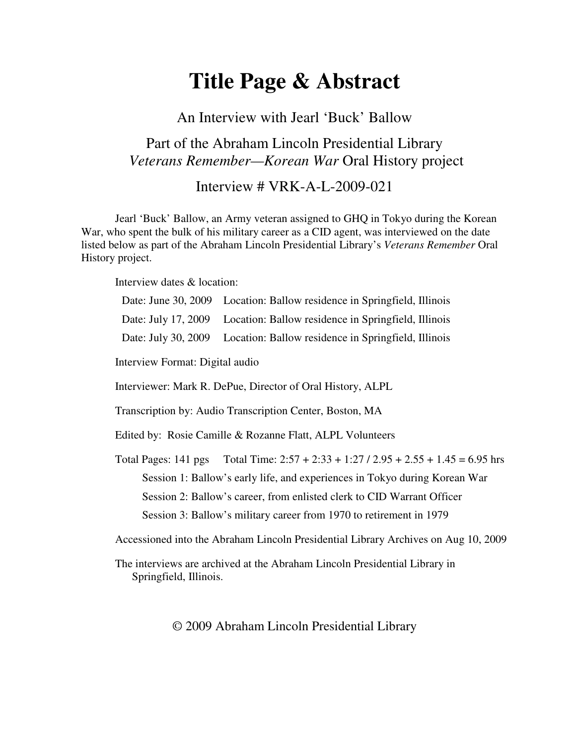# Title Page & Abstract

An Interview with Jearl 'Buck' Ballow

Part of the Abraham Lincoln Presidential Library
*Veterans Remember—Korean War* Oral History project

Interview # VRK-A-L-2009-021

Jearl 'Buck' Ballow, an Army veteran assigned to GHQ in Tokyo during the Korean War, who spent the bulk of his military career as a CID agent, was interviewed on the date listed below as part of the Abraham Lincoln Presidential Library's *Veterans Remember* Oral History project.

Interview dates & location:

Date: June 30, 2009 Location: Ballow residence in Springfield, Illinois

Date: July 17, 2009 Location: Ballow residence in Springfield, Illinois

Date: July 30, 2009 Location: Ballow residence in Springfield, Illinois

Interview Format: Digital audio

Interviewer: Mark R. DePue, Director of Oral History, ALPL

Transcription by: Audio Transcription Center, Boston, MA

Edited by: Rosie Camille & Rozanne Flatt, ALPL Volunteers

Total Pages: 141 pgs Total Time: 2:57 + 2:33 + 1:27 / 2.95 + 2.55 + 1.45 = 6.95 hrs

Session 1: Ballow's early life, and experiences in Tokyo during Korean War

Session 2: Ballow's career, from enlisted clerk to CID Warrant Officer

Session 3: Ballow's military career from 1970 to retirement in 1979

Accessioned into the Abraham Lincoln Presidential Library Archives on Aug 10, 2009

The interviews are archived at the Abraham Lincoln Presidential Library in Springfield, Illinois.

© 2009 Abraham Lincoln Presidential Library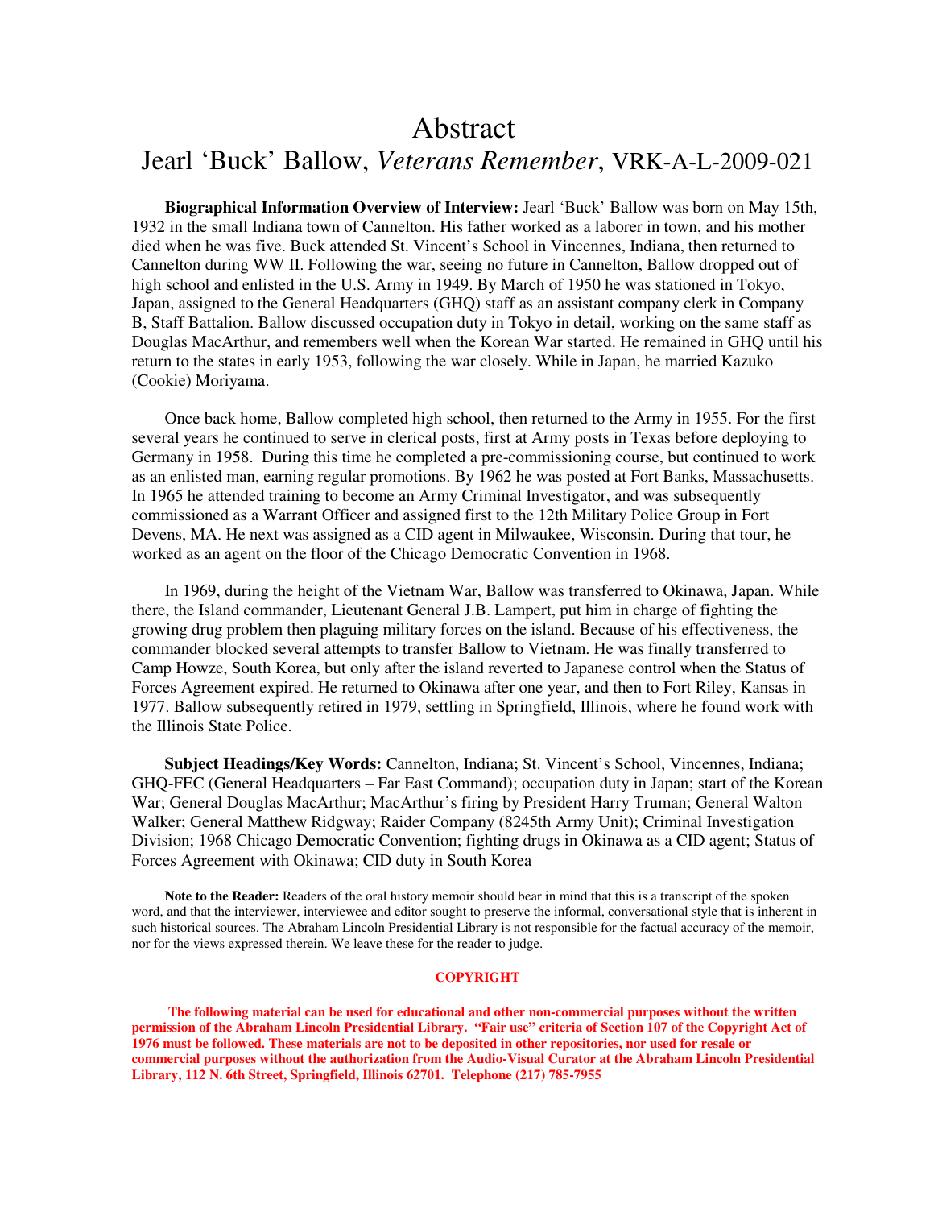# Abstract

## Jearl 'Buck' Ballow, *Veterans Remember*, VRK-A-L-2009-021

**Biographical Information Overview of Interview:** Jearl 'Buck' Ballow was born on May 15th, 1932 in the small Indiana town of Cannelton. His father worked as a laborer in town, and his mother died when he was five. Buck attended St. Vincent's School in Vincennes, Indiana, then returned to Cannelton during WW II. Following the war, seeing no future in Cannelton, Ballow dropped out of high school and enlisted in the U.S. Army in 1949. By March of 1950 he was stationed in Tokyo, Japan, assigned to the General Headquarters (GHQ) staff as an assistant company clerk in Company B, Staff Battalion. Ballow discussed occupation duty in Tokyo in detail, working on the same staff as Douglas MacArthur, and remembers well when the Korean War started. He remained in GHQ until his return to the states in early 1953, following the war closely. While in Japan, he married Kazuko (Cookie) Moriyama.

Once back home, Ballow completed high school, then returned to the Army in 1955. For the first several years he continued to serve in clerical posts, first at Army posts in Texas before deploying to Germany in 1958. During this time he completed a pre-commissioning course, but continued to work as an enlisted man, earning regular promotions. By 1962 he was posted at Fort Banks, Massachusetts. In 1965 he attended training to become an Army Criminal Investigator, and was subsequently commissioned as a Warrant Officer and assigned first to the 12th Military Police Group in Fort Devens, MA. He next was assigned as a CID agent in Milwaukee, Wisconsin. During that tour, he worked as an agent on the floor of the Chicago Democratic Convention in 1968.

In 1969, during the height of the Vietnam War, Ballow was transferred to Okinawa, Japan. While there, the Island commander, Lieutenant General J.B. Lampert, put him in charge of fighting the growing drug problem then plaguing military forces on the island. Because of his effectiveness, the commander blocked several attempts to transfer Ballow to Vietnam. He was finally transferred to Camp Howze, South Korea, but only after the island reverted to Japanese control when the Status of Forces Agreement expired. He returned to Okinawa after one year, and then to Fort Riley, Kansas in 1977. Ballow subsequently retired in 1979, settling in Springfield, Illinois, where he found work with the Illinois State Police.

**Subject Headings/Key Words:** Cannelton, Indiana; St. Vincent's School, Vincennes, Indiana; GHQ-FEC (General Headquarters – Far East Command); occupation duty in Japan; start of the Korean War; General Douglas MacArthur; MacArthur's firing by President Harry Truman; General Walton Walker; General Matthew Ridgway; Raider Company (8245th Army Unit); Criminal Investigation Division; 1968 Chicago Democratic Convention; fighting drugs in Okinawa as a CID agent; Status of Forces Agreement with Okinawa; CID duty in South Korea

**Note to the Reader:** Readers of the oral history memoir should bear in mind that this is a transcript of the spoken word, and that the interviewer, interviewee and editor sought to preserve the informal, conversational style that is inherent in such historical sources. The Abraham Lincoln Presidential Library is not responsible for the factual accuracy of the memoir, nor for the views expressed therein. We leave these for the reader to judge.

**COPYRIGHT**

**The following material can be used for educational and other non-commercial purposes without the written permission of the Abraham Lincoln Presidential Library. "Fair use" criteria of Section 107 of the Copyright Act of 1976 must be followed. These materials are not to be deposited in other repositories, nor used for resale or commercial purposes without the authorization from the Audio-Visual Curator at the Abraham Lincoln Presidential Library, 112 N. 6th Street, Springfield, Illinois 62701. Telephone (217) 785-7955**